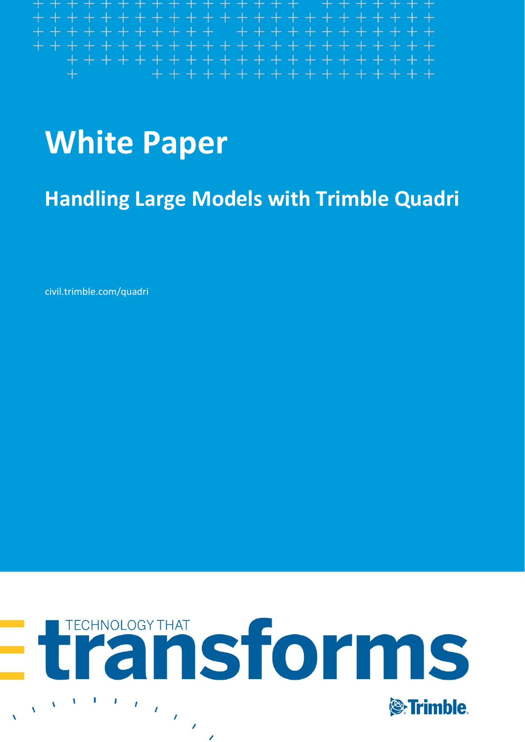# White Paper

## Handling Large Models with Trimble Quadri

civil.trimble.com/quadri

TECHNOLOGY THAT transforms

Trimble.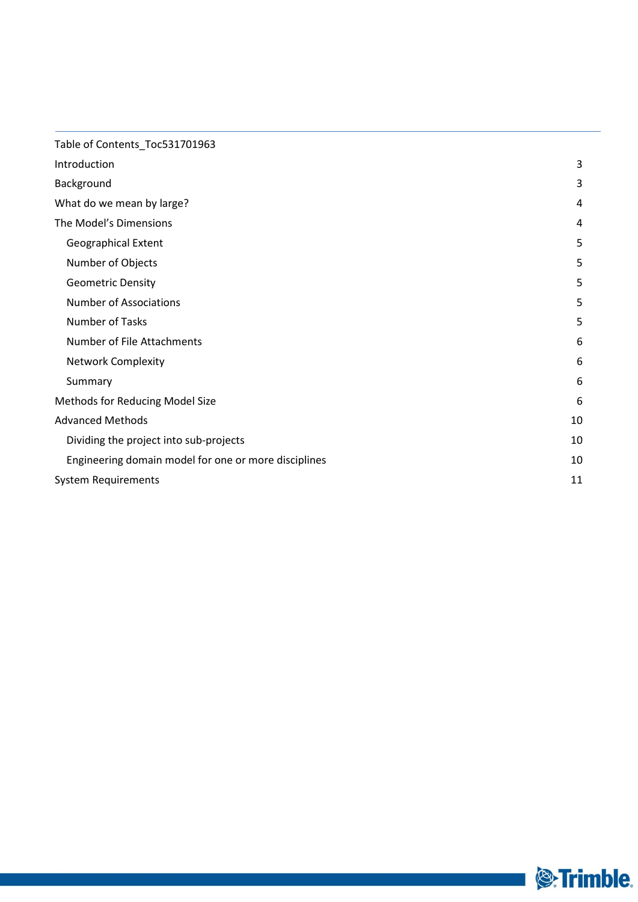Table of Contents_Toc531701963

| | |
|---|---|
| Introduction | 3 |
| Background | 3 |
| What do we mean by large? | 4 |
| The Model's Dimensions | 4 |
| Geographical Extent | 5 |
| Number of Objects | 5 |
| Geometric Density | 5 |
| Number of Associations | 5 |
| Number of Tasks | 5 |
| Number of File Attachments | 6 |
| Network Complexity | 6 |
| Summary | 6 |
| Methods for Reducing Model Size | 6 |
| Advanced Methods | 10 |
| Dividing the project into sub-projects | 10 |
| Engineering domain model for one or more disciplines | 10 |
| System Requirements | 11 |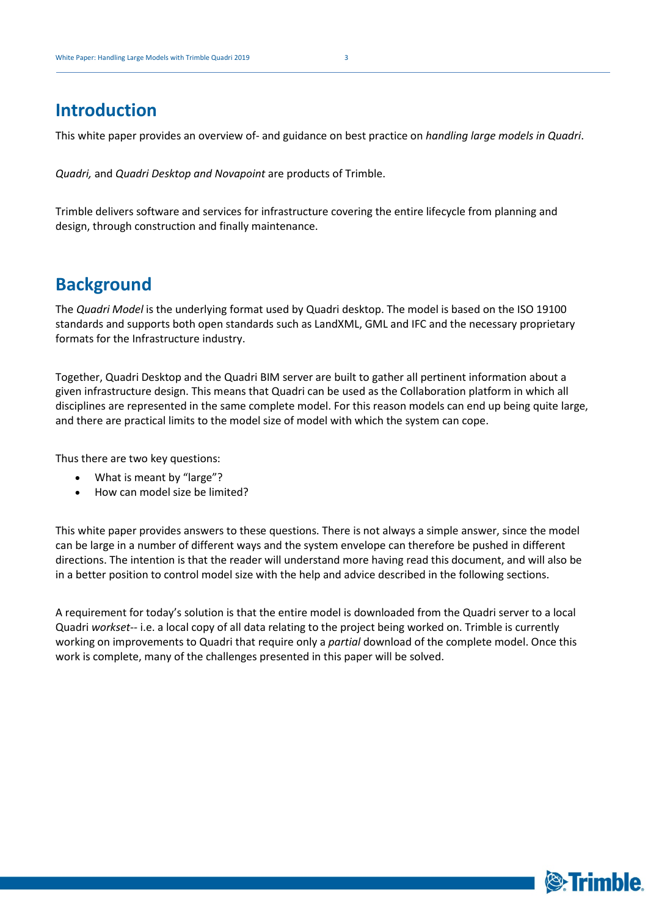## Introduction

This white paper provides an overview of- and guidance on best practice on *handling large models in Quadri*.

*Quadri,* and *Quadri Desktop and Novapoint* are products of Trimble.

Trimble delivers software and services for infrastructure covering the entire lifecycle from planning and design, through construction and finally maintenance.

## Background

The *Quadri Model* is the underlying format used by Quadri desktop. The model is based on the ISO 19100 standards and supports both open standards such as LandXML, GML and IFC and the necessary proprietary formats for the Infrastructure industry.

Together, Quadri Desktop and the Quadri BIM server are built to gather all pertinent information about a given infrastructure design. This means that Quadri can be used as the Collaboration platform in which all disciplines are represented in the same complete model. For this reason models can end up being quite large, and there are practical limits to the model size of model with which the system can cope.

Thus there are two key questions:

- What is meant by "large"?
- How can model size be limited?

This white paper provides answers to these questions. There is not always a simple answer, since the model can be large in a number of different ways and the system envelope can therefore be pushed in different directions. The intention is that the reader will understand more having read this document, and will also be in a better position to control model size with the help and advice described in the following sections.

A requirement for today's solution is that the entire model is downloaded from the Quadri server to a local Quadri *workset*-- i.e. a local copy of all data relating to the project being worked on. Trimble is currently working on improvements to Quadri that require only a *partial* download of the complete model. Once this work is complete, many of the challenges presented in this paper will be solved.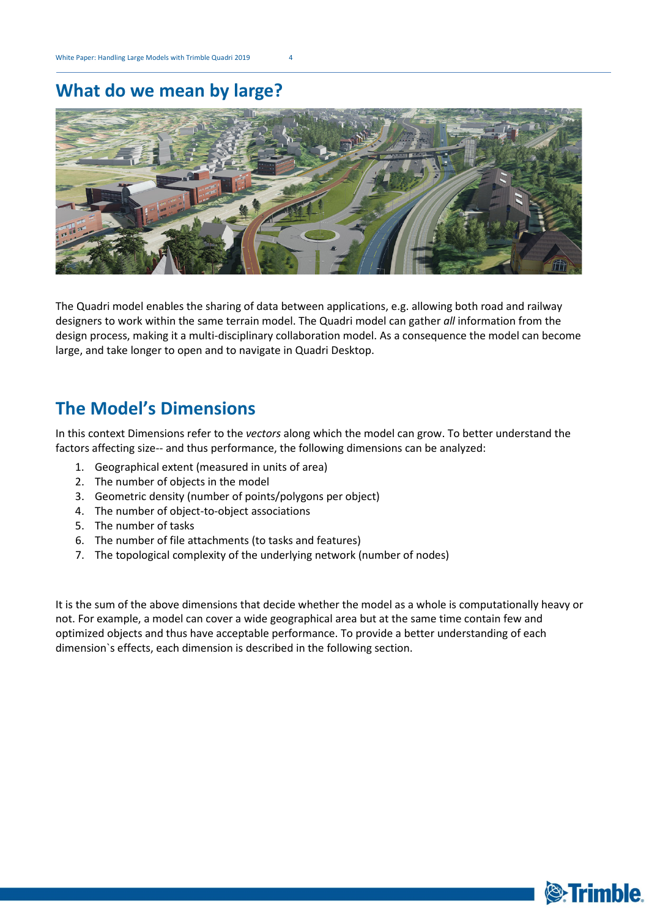## What do we mean by large?

The Quadri model enables the sharing of data between applications, e.g. allowing both road and railway designers to work within the same terrain model. The Quadri model can gather *all* information from the design process, making it a multi-disciplinary collaboration model. As a consequence the model can become large, and take longer to open and to navigate in Quadri Desktop.

## The Model's Dimensions

In this context Dimensions refer to the *vectors* along which the model can grow. To better understand the factors affecting size-- and thus performance, the following dimensions can be analyzed:

1. Geographical extent (measured in units of area)
2. The number of objects in the model
3. Geometric density (number of points/polygons per object)
4. The number of object-to-object associations
5. The number of tasks
6. The number of file attachments (to tasks and features)
7. The topological complexity of the underlying network (number of nodes)

It is the sum of the above dimensions that decide whether the model as a whole is computationally heavy or not. For example, a model can cover a wide geographical area but at the same time contain few and optimized objects and thus have acceptable performance. To provide a better understanding of each dimension`s effects, each dimension is described in the following section.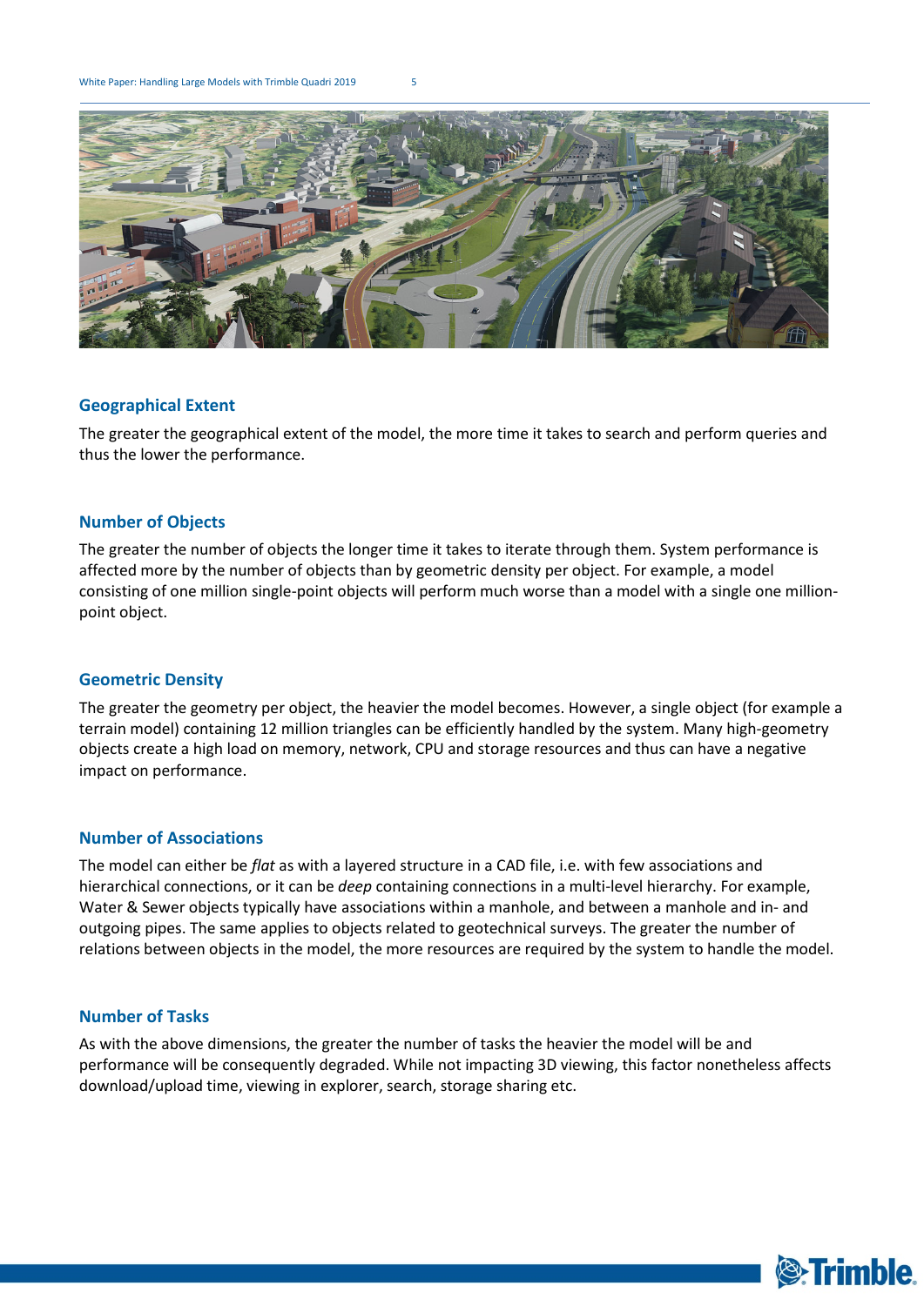### Geographical Extent

The greater the geographical extent of the model, the more time it takes to search and perform queries and thus the lower the performance.

### Number of Objects

The greater the number of objects the longer time it takes to iterate through them. System performance is affected more by the number of objects than by geometric density per object. For example, a model consisting of one million single-point objects will perform much worse than a model with a single one million-point object.

### Geometric Density

The greater the geometry per object, the heavier the model becomes. However, a single object (for example a terrain model) containing 12 million triangles can be efficiently handled by the system. Many high-geometry objects create a high load on memory, network, CPU and storage resources and thus can have a negative impact on performance.

### Number of Associations

The model can either be *flat* as with a layered structure in a CAD file, i.e. with few associations and hierarchical connections, or it can be *deep* containing connections in a multi-level hierarchy. For example, Water & Sewer objects typically have associations within a manhole, and between a manhole and in- and outgoing pipes. The same applies to objects related to geotechnical surveys. The greater the number of relations between objects in the model, the more resources are required by the system to handle the model.

### Number of Tasks

As with the above dimensions, the greater the number of tasks the heavier the model will be and performance will be consequently degraded. While not impacting 3D viewing, this factor nonetheless affects download/upload time, viewing in explorer, search, storage sharing etc.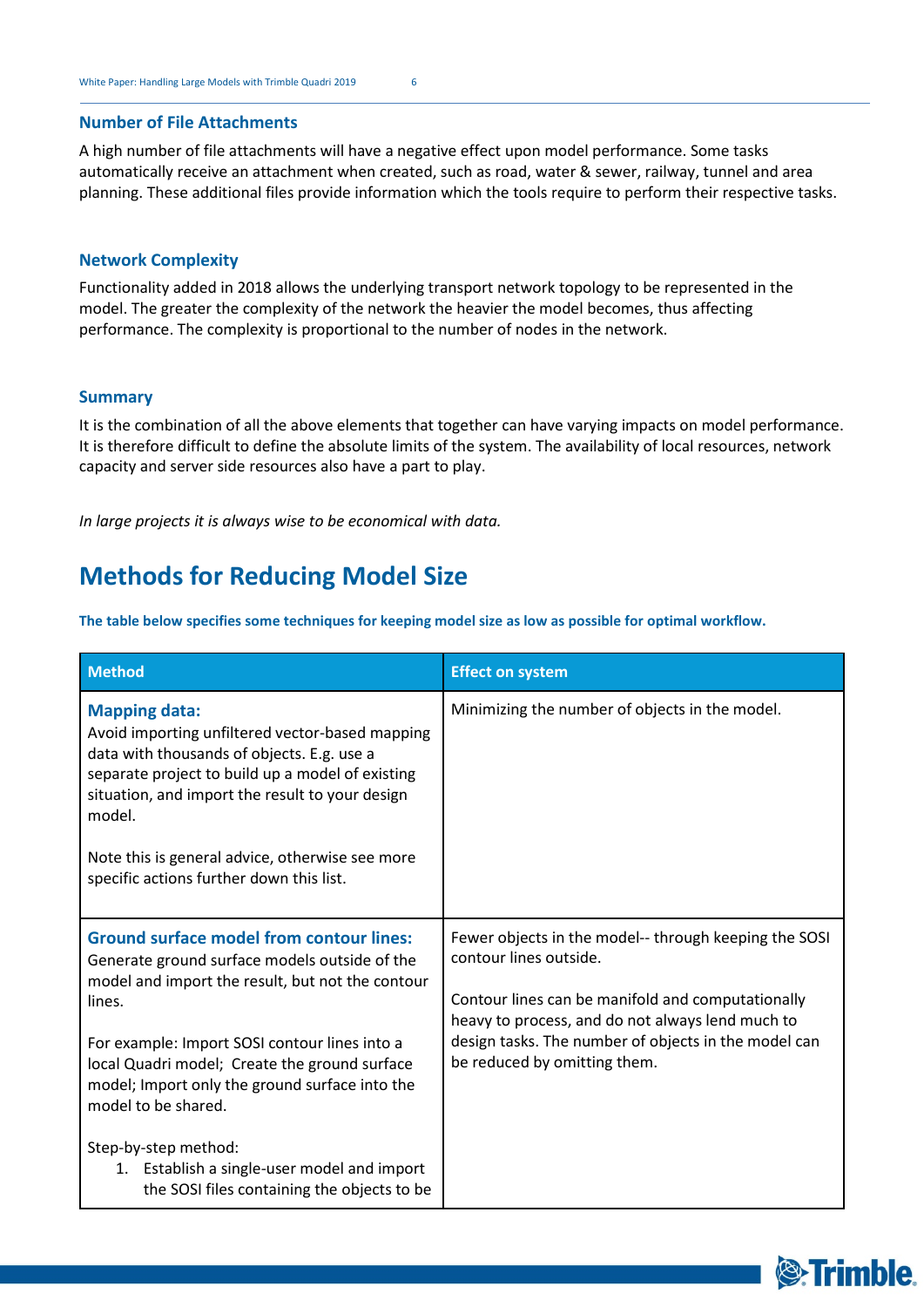### Number of File Attachments

A high number of file attachments will have a negative effect upon model performance. Some tasks automatically receive an attachment when created, such as road, water & sewer, railway, tunnel and area planning. These additional files provide information which the tools require to perform their respective tasks.

### Network Complexity

Functionality added in 2018 allows the underlying transport network topology to be represented in the model. The greater the complexity of the network the heavier the model becomes, thus affecting performance. The complexity is proportional to the number of nodes in the network.

### Summary

It is the combination of all the above elements that together can have varying impacts on model performance. It is therefore difficult to define the absolute limits of the system. The availability of local resources, network capacity and server side resources also have a part to play.

*In large projects it is always wise to be economical with data.*

## Methods for Reducing Model Size

**The table below specifies some techniques for keeping model size as low as possible for optimal workflow.**

| Method | Effect on system |
|---|---|
| **Mapping data:**<br>Avoid importing unfiltered vector-based mapping data with thousands of objects. E.g. use a separate project to build up a model of existing situation, and import the result to your design model.<br><br>Note this is general advice, otherwise see more specific actions further down this list. | Minimizing the number of objects in the model. |
| **Ground surface model from contour lines:**<br>Generate ground surface models outside of the model and import the result, but not the contour lines.<br><br>For example: Import SOSI contour lines into a local Quadri model; Create the ground surface model; Import only the ground surface into the model to be shared.<br><br>Step-by-step method:<br>1. Establish a single-user model and import the SOSI files containing the objects to be | Fewer objects in the model-- through keeping the SOSI contour lines outside.<br><br>Contour lines can be manifold and computationally heavy to process, and do not always lend much to design tasks. The number of objects in the model can be reduced by omitting them. |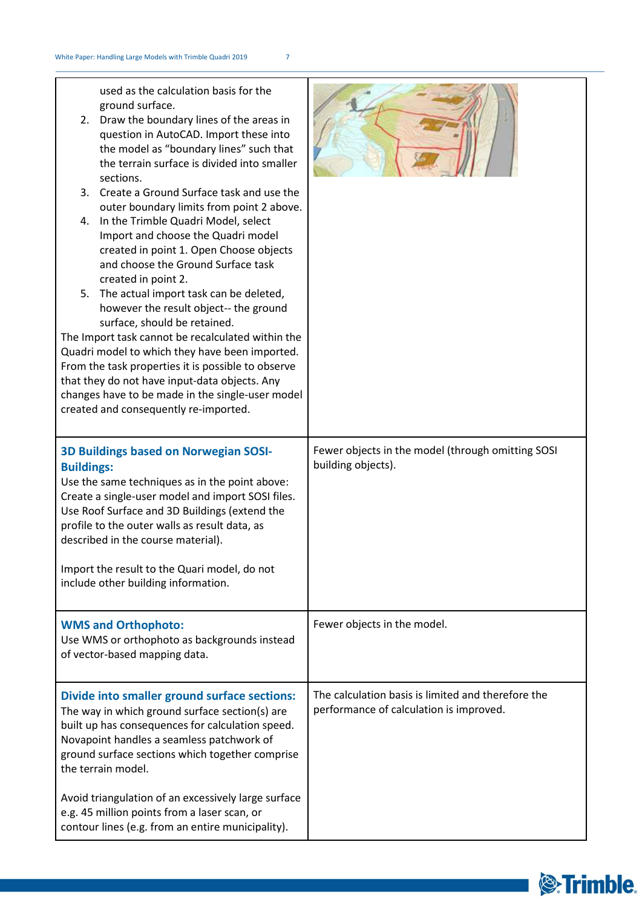| | |
|---|---|
| used as the calculation basis for the ground surface.<br>2. Draw the boundary lines of the areas in question in AutoCAD. Import these into the model as "boundary lines" such that the terrain surface is divided into smaller sections.<br>3. Create a Ground Surface task and use the outer boundary limits from point 2 above.<br>4. In the Trimble Quadri Model, select Import and choose the Quadri model created in point 1. Open Choose objects and choose the Ground Surface task created in point 2.<br>5. The actual import task can be deleted, however the result object-- the ground surface, should be retained.<br>The Import task cannot be recalculated within the Quadri model to which they have been imported. From the task properties it is possible to observe that they do not have input-data objects. Any changes have to be made in the single-user model created and consequently re-imported. | |
| **3D Buildings based on Norwegian SOSI-Buildings:**<br>Use the same techniques as in the point above: Create a single-user model and import SOSI files. Use Roof Surface and 3D Buildings (extend the profile to the outer walls as result data, as described in the course material).<br><br>Import the result to the Quari model, do not include other building information. | Fewer objects in the model (through omitting SOSI building objects). |
| **WMS and Orthophoto:**<br>Use WMS or orthophoto as backgrounds instead of vector-based mapping data. | Fewer objects in the model. |
| **Divide into smaller ground surface sections:**<br>The way in which ground surface section(s) are built up has consequences for calculation speed. Novapoint handles a seamless patchwork of ground surface sections which together comprise the terrain model.<br><br>Avoid triangulation of an excessively large surface e.g. 45 million points from a laser scan, or contour lines (e.g. from an entire municipality). | The calculation basis is limited and therefore the performance of calculation is improved. |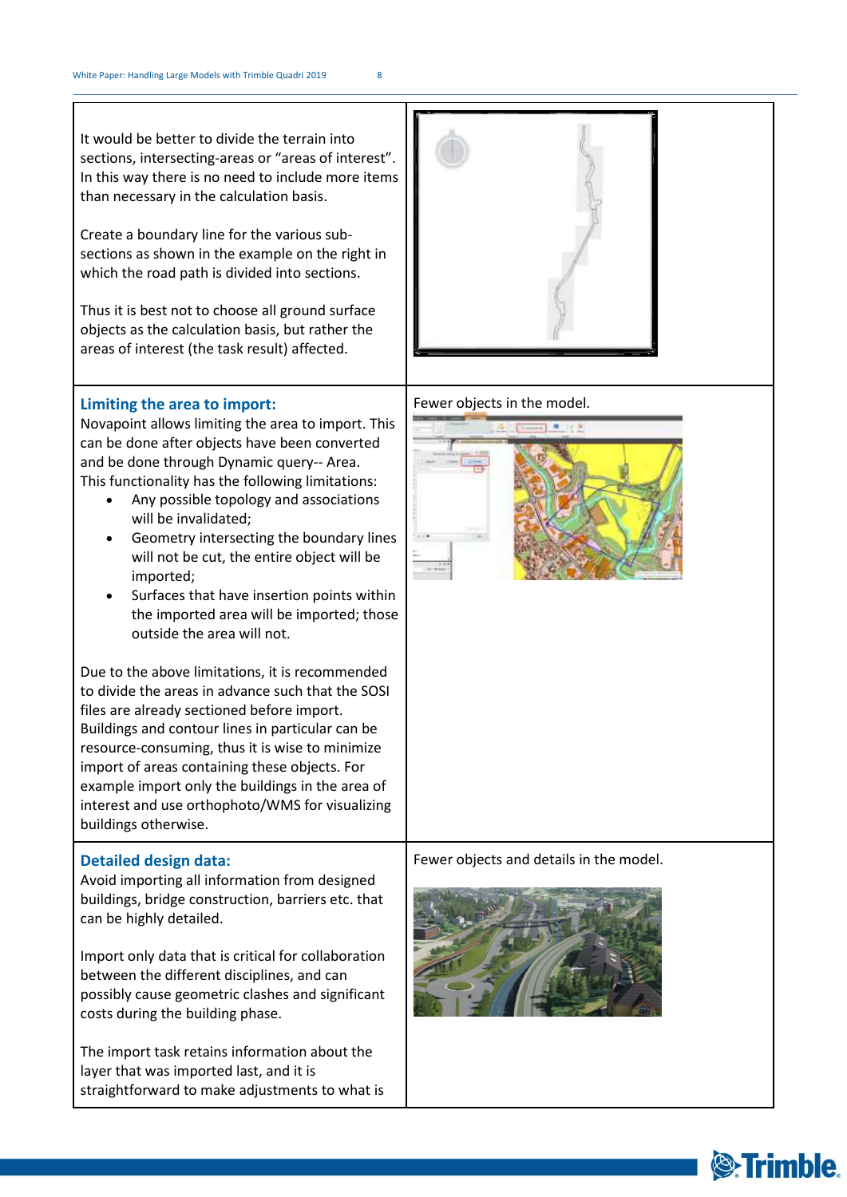It would be better to divide the terrain into sections, intersecting-areas or "areas of interest". In this way there is no need to include more items than necessary in the calculation basis.

Create a boundary line for the various sub-sections as shown in the example on the right in which the road path is divided into sections.

Thus it is best not to choose all ground surface objects as the calculation basis, but rather the areas of interest (the task result) affected.

### Limiting the area to import:

Novapoint allows limiting the area to import. This can be done after objects have been converted and be done through Dynamic query-- Area. This functionality has the following limitations:

- Any possible topology and associations will be invalidated;
- Geometry intersecting the boundary lines will not be cut, the entire object will be imported;
- Surfaces that have insertion points within the imported area will be imported; those outside the area will not.

Due to the above limitations, it is recommended to divide the areas in advance such that the SOSI files are already sectioned before import. Buildings and contour lines in particular can be resource-consuming, thus it is wise to minimize import of areas containing these objects. For example import only the buildings in the area of interest and use orthophoto/WMS for visualizing buildings otherwise.

Fewer objects in the model.

### Detailed design data:

Avoid importing all information from designed buildings, bridge construction, barriers etc. that can be highly detailed.

Import only data that is critical for collaboration between the different disciplines, and can possibly cause geometric clashes and significant costs during the building phase.

The import task retains information about the layer that was imported last, and it is straightforward to make adjustments to what is

Fewer objects and details in the model.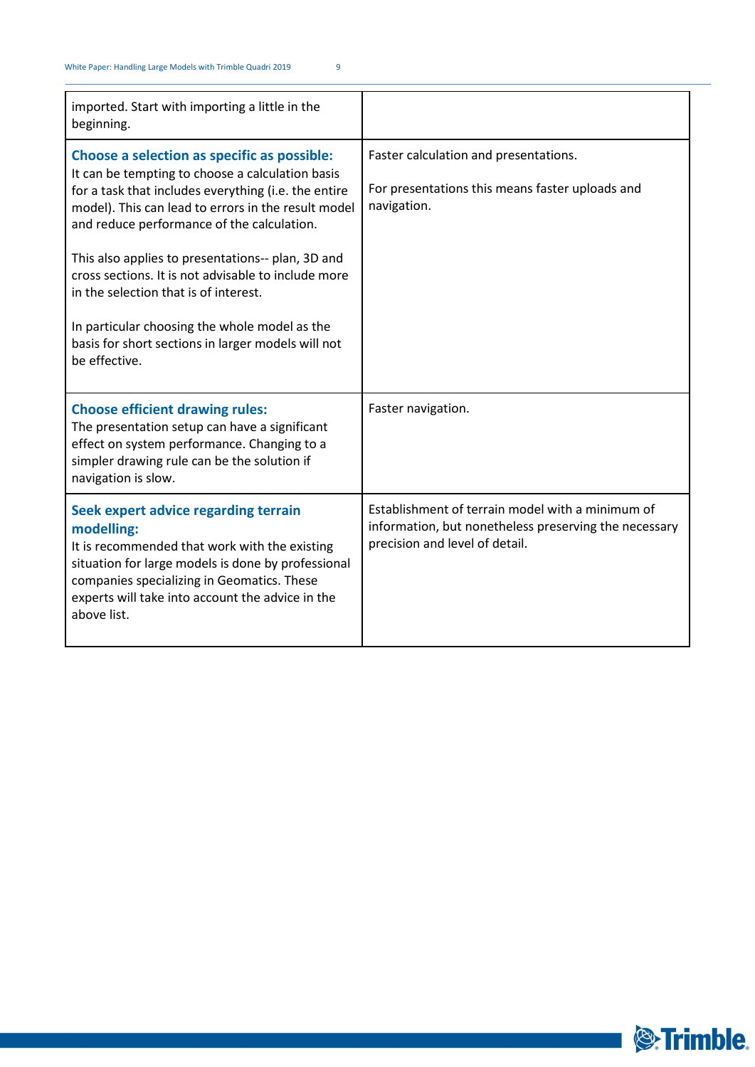| | |
|---|---|
| imported. Start with importing a little in the beginning. | |
| **Choose a selection as specific as possible:** It can be tempting to choose a calculation basis for a task that includes everything (i.e. the entire model). This can lead to errors in the result model and reduce performance of the calculation.<br><br>This also applies to presentations-- plan, 3D and cross sections. It is not advisable to include more in the selection that is of interest.<br><br>In particular choosing the whole model as the basis for short sections in larger models will not be effective. | Faster calculation and presentations.<br><br>For presentations this means faster uploads and navigation. |
| **Choose efficient drawing rules:** The presentation setup can have a significant effect on system performance. Changing to a simpler drawing rule can be the solution if navigation is slow. | Faster navigation. |
| **Seek expert advice regarding terrain modelling:** It is recommended that work with the existing situation for large models is done by professional companies specializing in Geomatics. These experts will take into account the advice in the above list. | Establishment of terrain model with a minimum of information, but nonetheless preserving the necessary precision and level of detail. |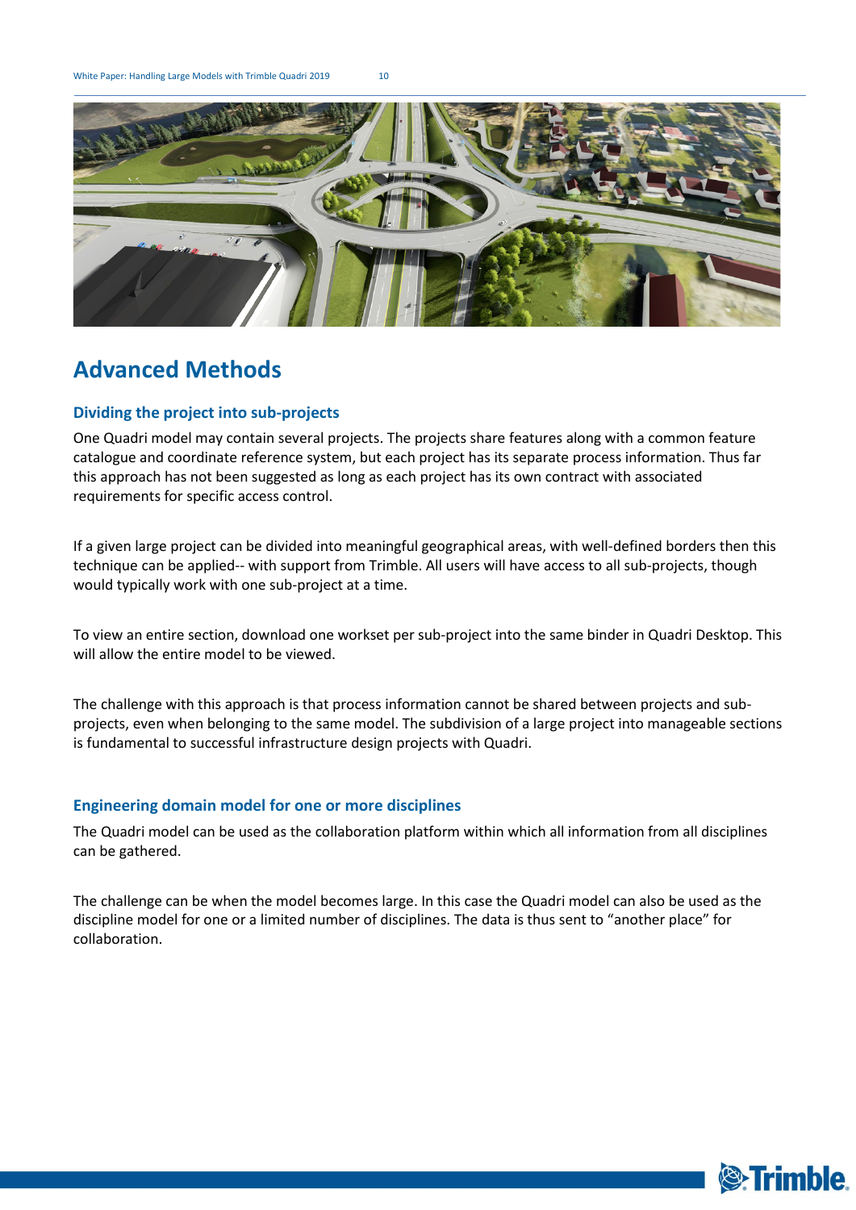# Advanced Methods

## Dividing the project into sub-projects

One Quadri model may contain several projects. The projects share features along with a common feature catalogue and coordinate reference system, but each project has its separate process information. Thus far this approach has not been suggested as long as each project has its own contract with associated requirements for specific access control.

If a given large project can be divided into meaningful geographical areas, with well-defined borders then this technique can be applied-- with support from Trimble. All users will have access to all sub-projects, though would typically work with one sub-project at a time.

To view an entire section, download one workset per sub-project into the same binder in Quadri Desktop. This will allow the entire model to be viewed.

The challenge with this approach is that process information cannot be shared between projects and sub-projects, even when belonging to the same model. The subdivision of a large project into manageable sections is fundamental to successful infrastructure design projects with Quadri.

## Engineering domain model for one or more disciplines

The Quadri model can be used as the collaboration platform within which all information from all disciplines can be gathered.

The challenge can be when the model becomes large. In this case the Quadri model can also be used as the discipline model for one or a limited number of disciplines. The data is thus sent to “another place” for collaboration.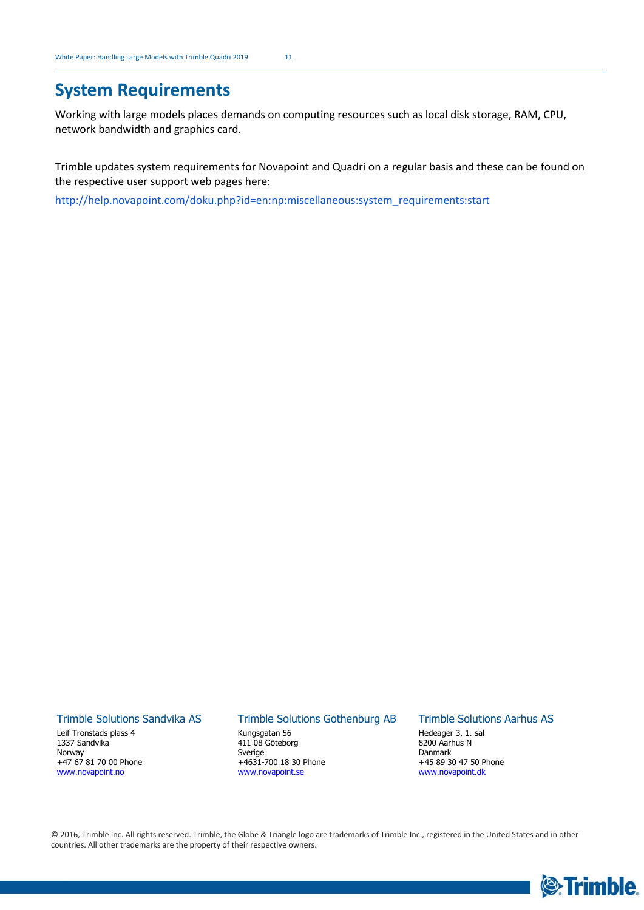# System Requirements

Working with large models places demands on computing resources such as local disk storage, RAM, CPU, network bandwidth and graphics card.

Trimble updates system requirements for Novapoint and Quadri on a regular basis and these can be found on the respective user support web pages here:

http://help.novapoint.com/doku.php?id=en:np:miscellaneous:system_requirements:start

### Trimble Solutions Sandvika AS

Leif Tronstads plass 4
1337 Sandvika
Norway
+47 67 81 70 00 Phone
www.novapoint.no

### Trimble Solutions Gothenburg AB

Kungsgatan 56
411 08 Göteborg
Sverige
+4631-700 18 30 Phone
www.novapoint.se

### Trimble Solutions Aarhus AS

Hedeager 3, 1. sal
8200 Aarhus N
Danmark
+45 89 30 47 50 Phone
www.novapoint.dk

© 2016, Trimble Inc. All rights reserved. Trimble, the Globe & Triangle logo are trademarks of Trimble Inc., registered in the United States and in other countries. All other trademarks are the property of their respective owners.